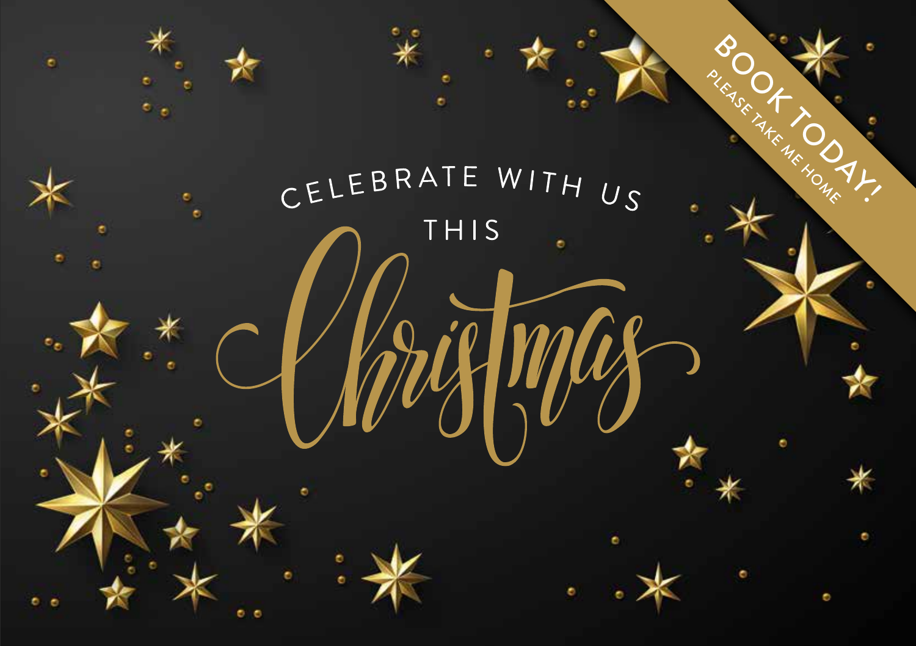# CELEBRATE WITH US THIS Christmas

**BOOK TODAY!**
PLEASE TAKE ME HOME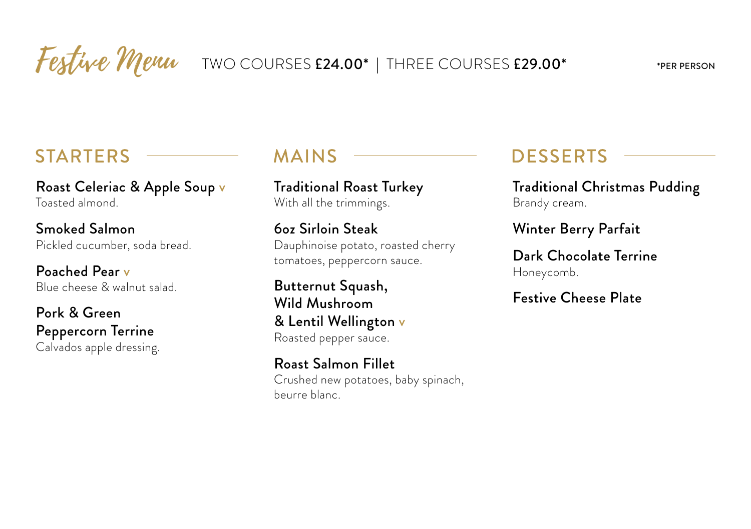# Festive Menu

TWO COURSES **£24.00*** | THREE COURSES **£29.00***

*PER PERSON

## STARTERS

**Roast Celeriac & Apple Soup** v
Toasted almond.

**Smoked Salmon**
Pickled cucumber, soda bread.

**Poached Pear** v
Blue cheese & walnut salad.

**Pork & Green Peppercorn Terrine**
Calvados apple dressing.

## MAINS

**Traditional Roast Turkey**
With all the trimmings.

**6oz Sirloin Steak**
Dauphinoise potato, roasted cherry tomatoes, peppercorn sauce.

**Butternut Squash, Wild Mushroom & Lentil Wellington** v
Roasted pepper sauce.

**Roast Salmon Fillet**
Crushed new potatoes, baby spinach, beurre blanc.

## DESSERTS

**Traditional Christmas Pudding**
Brandy cream.

**Winter Berry Parfait**

**Dark Chocolate Terrine**
Honeycomb.

**Festive Cheese Plate**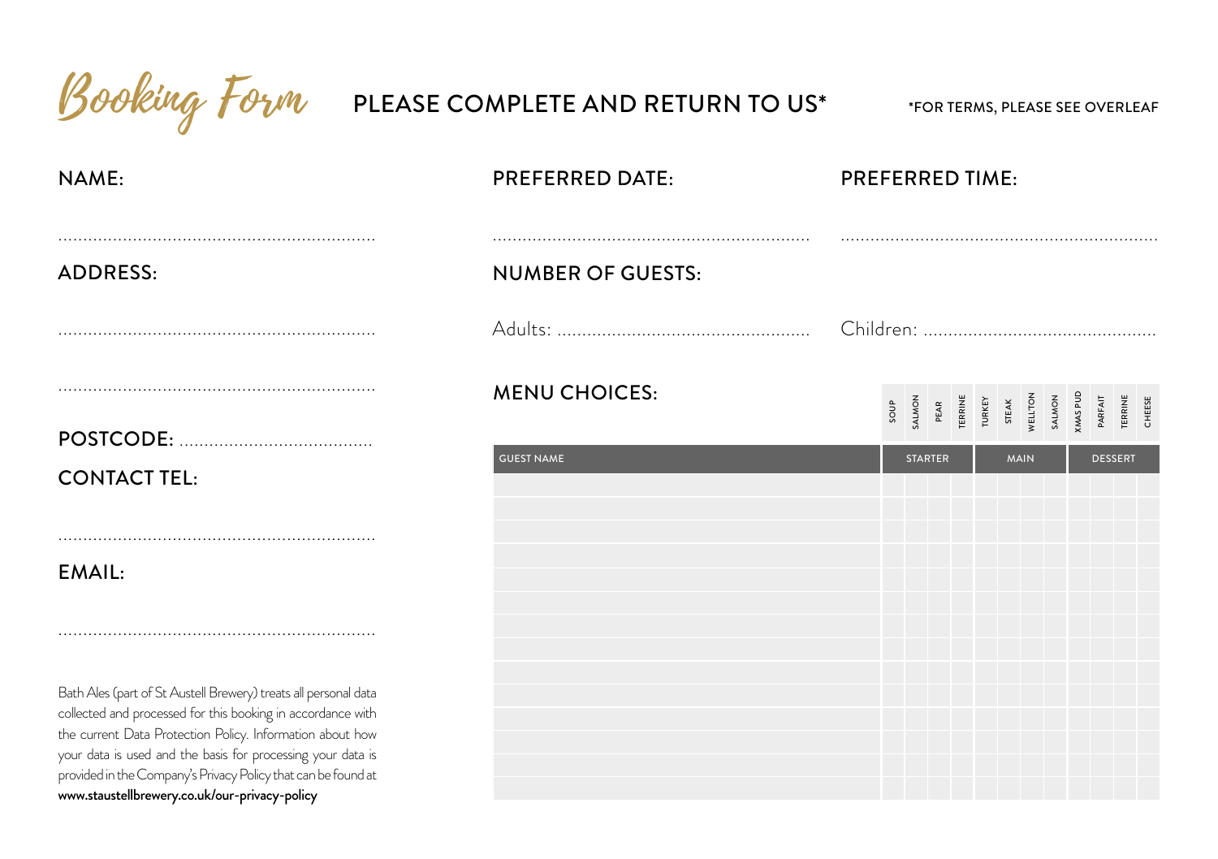# Booking Form

## PLEASE COMPLETE AND RETURN TO US*

*FOR TERMS, PLEASE SEE OVERLEAF

NAME:

..............................................................

ADDRESS:

..............................................................

..............................................................

POSTCODE: ......................................

CONTACT TEL:

..............................................................

EMAIL:

..............................................................

Bath Ales (part of St Austell Brewery) treats all personal data collected and processed for this booking in accordance with the current Data Protection Policy. Information about how your data is used and the basis for processing your data is provided in the Company's Privacy Policy that can be found at **www.staustellbrewery.co.uk/our-privacy-policy**

PREFERRED DATE:

..............................................................

PREFERRED TIME:

..............................................................

NUMBER OF GUESTS:

Adults: ..................................................

Children: ..............................................

MENU CHOICES:

| GUEST NAME | STARTER | | | | MAIN | | | | DESSERT | | | |
|---|---|---|---|---|---|---|---|---|---|---|---|---|
| | SOUP | SALMON | PEAR | TERRINE | TURKEY | STEAK | WELLTON | SALMON | XMAS PUD | PARFAIT | TERRINE | CHEESE |
| | | | | | | | | | | | | |
| | | | | | | | | | | | | |
| | | | | | | | | | | | | |
| | | | | | | | | | | | | |
| | | | | | | | | | | | | |
| | | | | | | | | | | | | |
| | | | | | | | | | | | | |
| | | | | | | | | | | | | |
| | | | | | | | | | | | | |
| | | | | | | | | | | | | |
| | | | | | | | | | | | | |
| | | | | | | | | | | | | |
| | | | | | | | | | | | | |
| | | | | | | | | | | | | |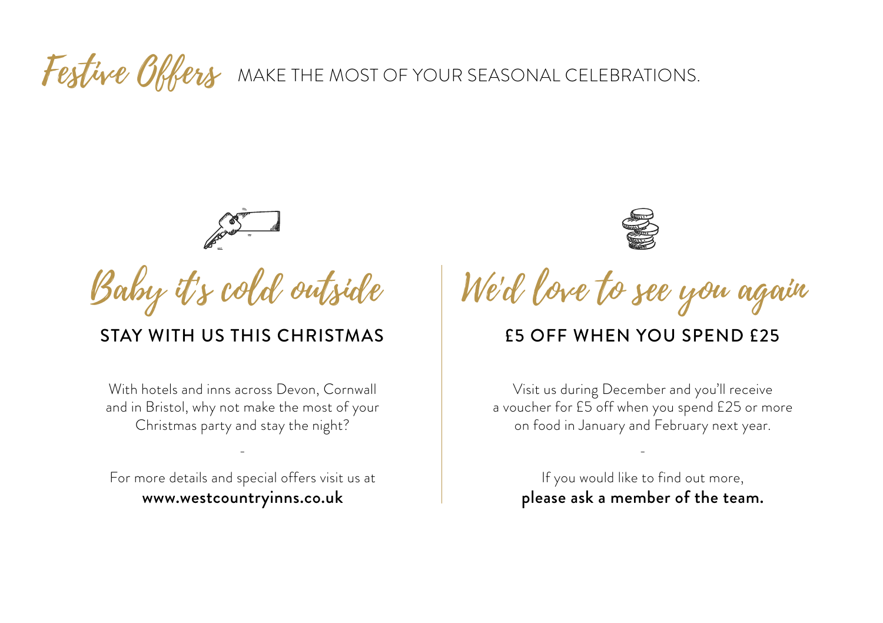# Festive Offers

MAKE THE MOST OF YOUR SEASONAL CELEBRATIONS.

## Baby it's cold outside

### STAY WITH US THIS CHRISTMAS

With hotels and inns across Devon, Cornwall and in Bristol, why not make the most of your Christmas party and stay the night?

-

For more details and special offers visit us at
**www.westcountryinns.co.uk**

## We'd love to see you again

### £5 OFF WHEN YOU SPEND £25

Visit us during December and you'll receive a voucher for £5 off when you spend £25 or more on food in January and February next year.

-

If you would like to find out more,
**please ask a member of the team.**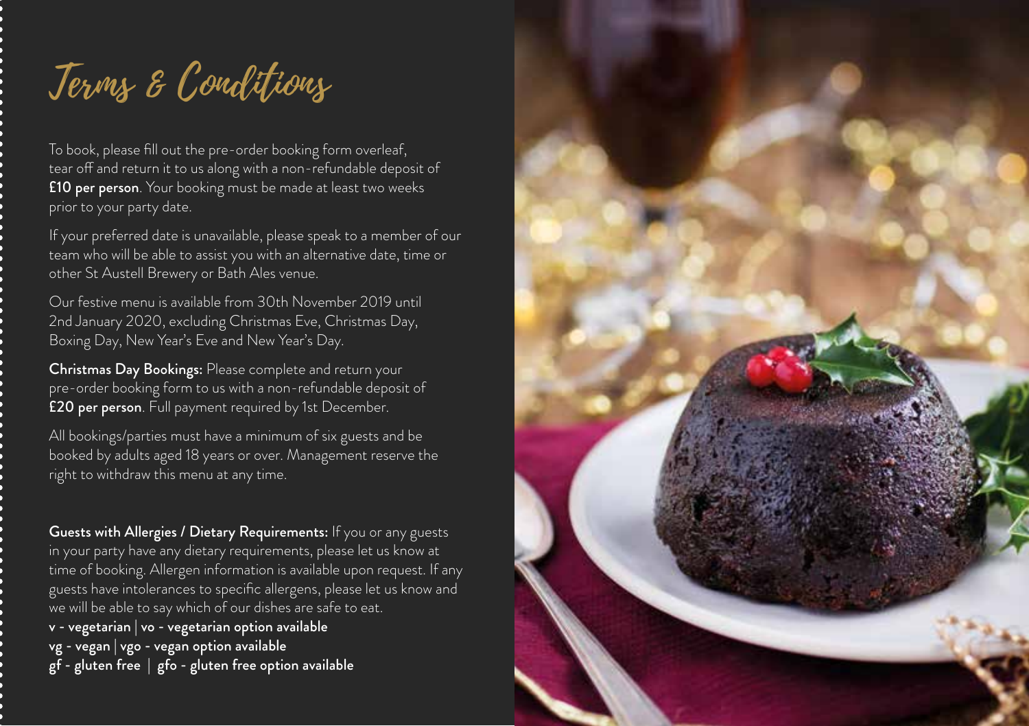# Terms & Conditions

To book, please fill out the pre-order booking form overleaf, tear off and return it to us along with a non-refundable deposit of **£10 per person**. Your booking must be made at least two weeks prior to your party date.

If your preferred date is unavailable, please speak to a member of our team who will be able to assist you with an alternative date, time or other St Austell Brewery or Bath Ales venue.

Our festive menu is available from 30th November 2019 until 2nd January 2020, excluding Christmas Eve, Christmas Day, Boxing Day, New Year's Eve and New Year's Day.

**Christmas Day Bookings:** Please complete and return your pre-order booking form to us with a non-refundable deposit of **£20 per person**. Full payment required by 1st December.

All bookings/parties must have a minimum of six guests and be booked by adults aged 18 years or over. Management reserve the right to withdraw this menu at any time.

**Guests with Allergies / Dietary Requirements:** If you or any guests in your party have any dietary requirements, please let us know at time of booking. Allergen information is available upon request. If any guests have intolerances to specific allergens, please let us know and we will be able to say which of our dishes are safe to eat.

**v - vegetarian | vo - vegetarian option available**
**vg - vegan | vgo - vegan option available**
**gf - gluten free | gfo - gluten free option available**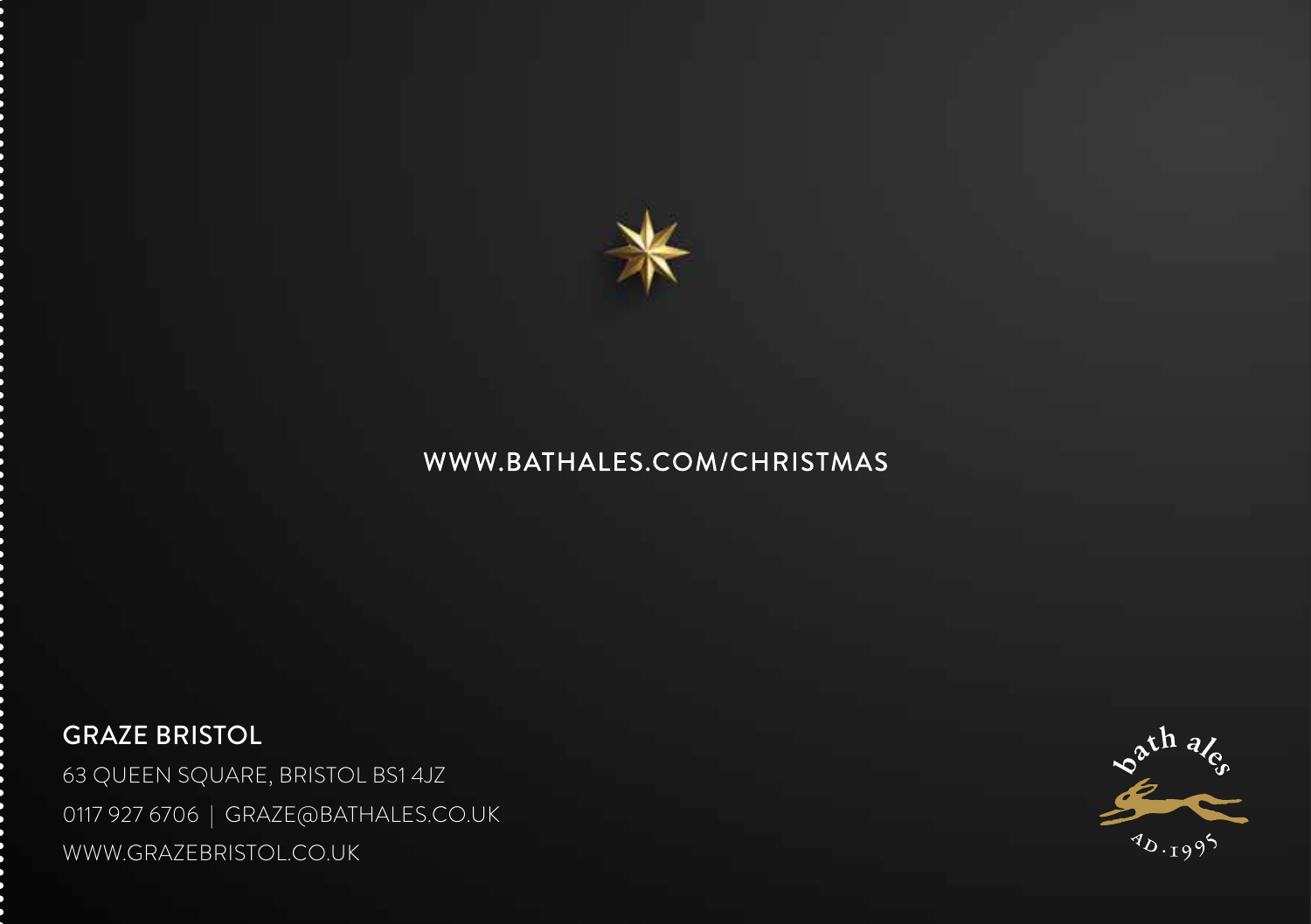WWW.BATHALES.COM/CHRISTMAS

## GRAZE BRISTOL

63 QUEEN SQUARE, BRISTOL BS1 4JZ

0117 927 6706 | GRAZE@BATHALES.CO.UK

WWW.GRAZEBRISTOL.CO.UK

bath ales

AD · 1995